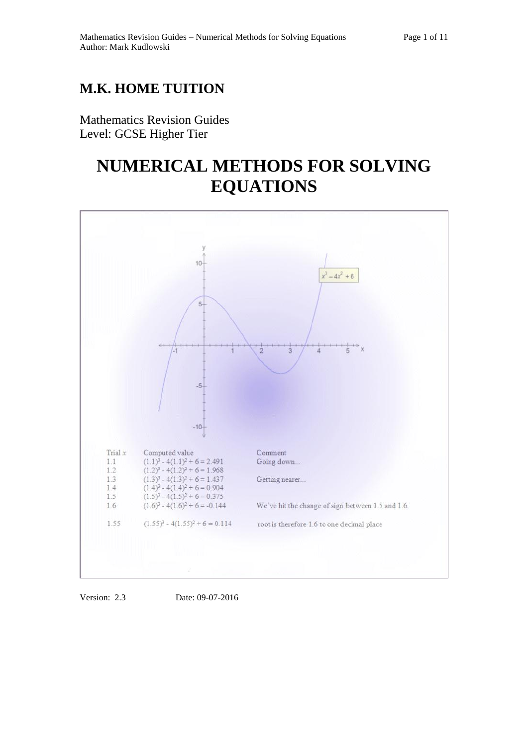# M.K. HOME TUITION

Mathematics Revision Guides
Level: GCSE Higher Tier

# NUMERICAL METHODS FOR SOLVING EQUATIONS

| Trial $x$ | Computed value | Comment |
|---|---|---|
| 1.1 | $(1.1)^3 - 4(1.1)^2 + 6 = 2.491$ | Going down... |
| 1.2 | $(1.2)^3 - 4(1.2)^2 + 6 = 1.968$ | |
| 1.3 | $(1.3)^3 - 4(1.3)^2 + 6 = 1.437$ | Getting nearer... |
| 1.4 | $(1.4)^3 - 4(1.4)^2 + 6 = 0.904$ | |
| 1.5 | $(1.5)^3 - 4(1.5)^2 + 6 = 0.375$ | |
| 1.6 | $(1.6)^3 - 4(1.6)^2 + 6 = -0.144$ | We've hit the change of sign between 1.5 and 1.6. |
| 1.55 | $(1.55)^3 - 4(1.55)^2 + 6 = 0.114$ | root is therefore 1.6 to one decimal place |

Version: 2.3 Date: 09-07-2016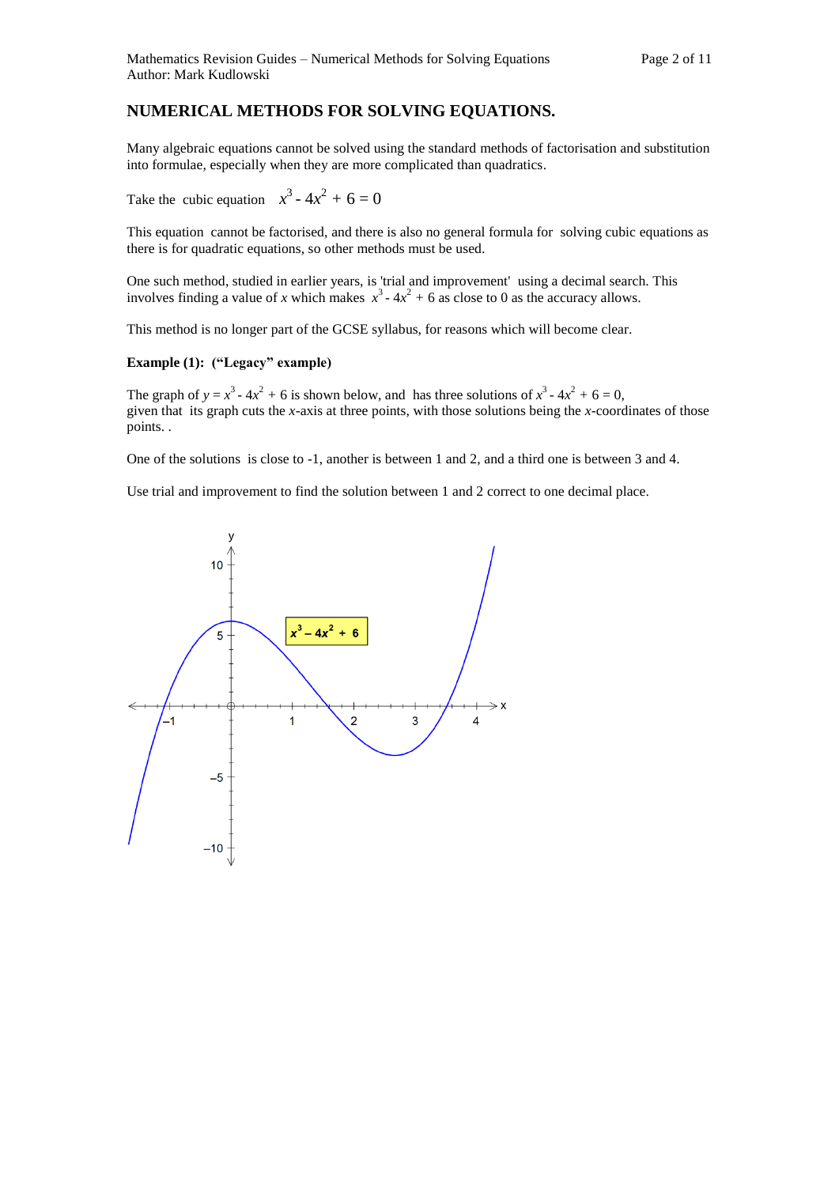## NUMERICAL METHODS FOR SOLVING EQUATIONS.

Many algebraic equations cannot be solved using the standard methods of factorisation and substitution into formulae, especially when they are more complicated than quadratics.

Take the cubic equation $x^3 - 4x^2 + 6 = 0$

This equation cannot be factorised, and there is also no general formula for solving cubic equations as there is for quadratic equations, so other methods must be used.

One such method, studied in earlier years, is 'trial and improvement' using a decimal search. This involves finding a value of $x$ which makes $x^3 - 4x^2 + 6$ as close to 0 as the accuracy allows.

This method is no longer part of the GCSE syllabus, for reasons which will become clear.

**Example (1): ("Legacy" example)**

The graph of $y = x^3 - 4x^2 + 6$ is shown below, and has three solutions of $x^3 - 4x^2 + 6 = 0$, given that its graph cuts the $x$-axis at three points, with those solutions being the $x$-coordinates of those points. .

One of the solutions is close to -1, another is between 1 and 2, and a third one is between 3 and 4.

Use trial and improvement to find the solution between 1 and 2 correct to one decimal place.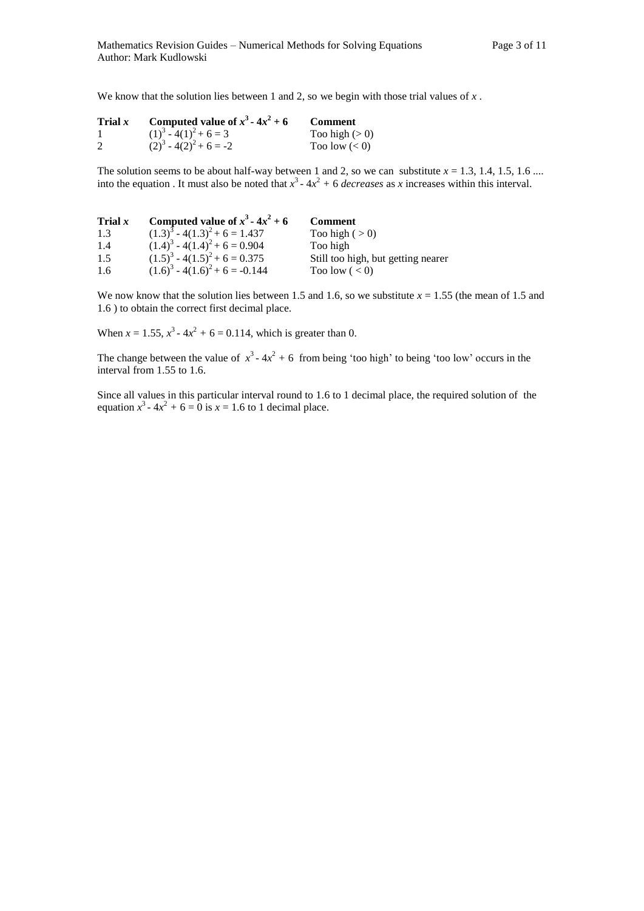We know that the solution lies between 1 and 2, so we begin with those trial values of $x$ .

| **Trial $x$** | **Computed value of $x^3 - 4x^2 + 6$** | **Comment** |
|---|---|---|
| 1 | $(1)^3 - 4(1)^2 + 6 = 3$ | Too high ($> 0$) |
| 2 | $(2)^3 - 4(2)^2 + 6 = -2$ | Too low ($< 0$) |

The solution seems to be about half-way between 1 and 2, so we can substitute $x = 1.3, 1.4, 1.5, 1.6$ .... into the equation . It must also be noted that $x^3 - 4x^2 + 6$ *decreases* as $x$ increases within this interval.

| **Trial $x$** | **Computed value of $x^3 - 4x^2 + 6$** | **Comment** |
|---|---|---|
| 1.3 | $(1.3)^3 - 4(1.3)^2 + 6 = 1.437$ | Too high ( $> 0$) |
| 1.4 | $(1.4)^3 - 4(1.4)^2 + 6 = 0.904$ | Too high |
| 1.5 | $(1.5)^3 - 4(1.5)^2 + 6 = 0.375$ | Still too high, but getting nearer |
| 1.6 | $(1.6)^3 - 4(1.6)^2 + 6 = -0.144$ | Too low ( $< 0$) |

We now know that the solution lies between 1.5 and 1.6, so we substitute $x = 1.55$ (the mean of 1.5 and 1.6 ) to obtain the correct first decimal place.

When $x = 1.55$, $x^3 - 4x^2 + 6 = 0.114$, which is greater than 0.

The change between the value of $x^3 - 4x^2 + 6$ from being 'too high' to being 'too low' occurs in the interval from 1.55 to 1.6.

Since all values in this particular interval round to 1.6 to 1 decimal place, the required solution of the equation $x^3 - 4x^2 + 6 = 0$ is $x = 1.6$ to 1 decimal place.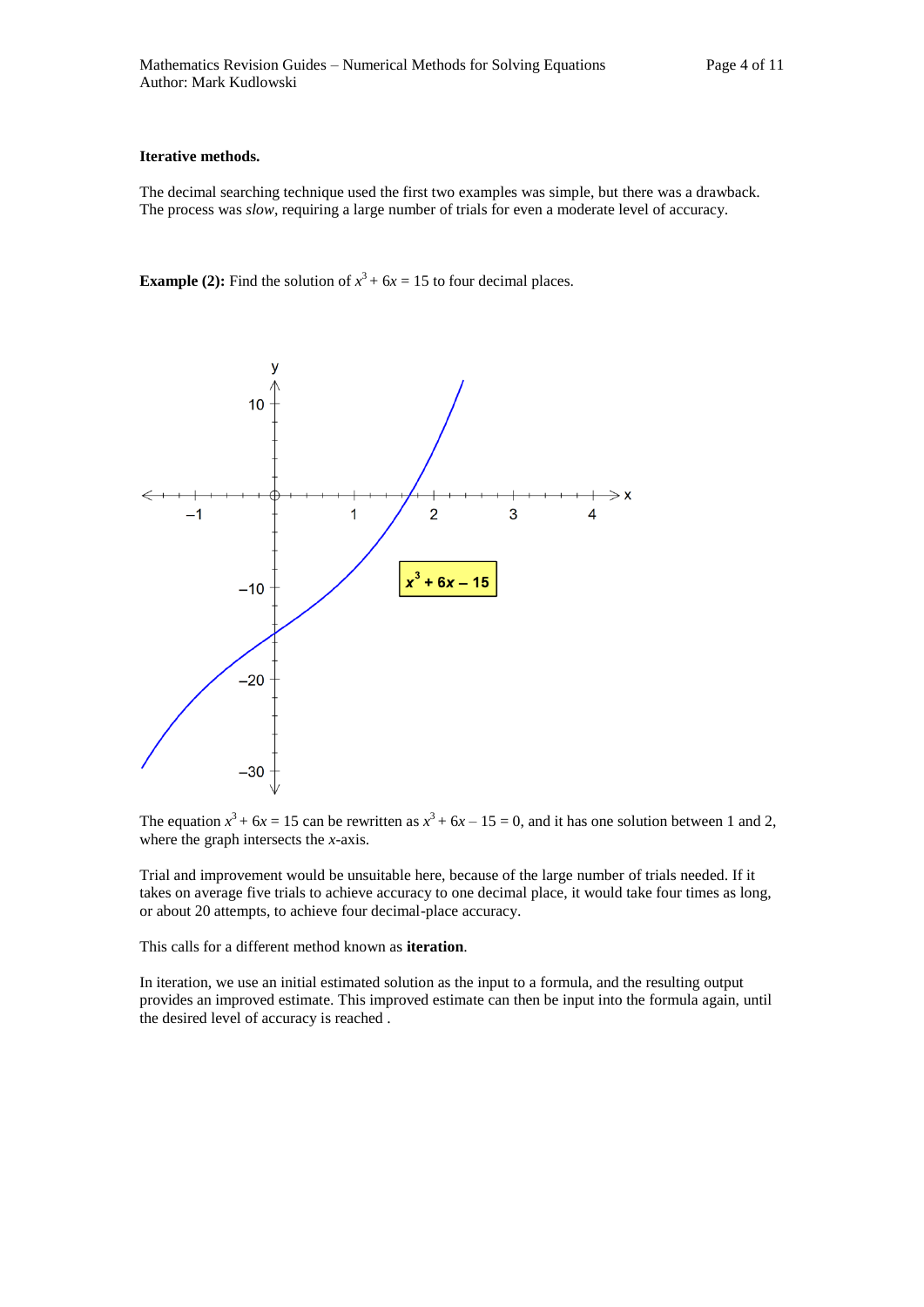**Iterative methods.**

The decimal searching technique used the first two examples was simple, but there was a drawback. The process was *slow*, requiring a large number of trials for even a moderate level of accuracy.

**Example (2):** Find the solution of $x^3 + 6x = 15$ to four decimal places.

The equation $x^3 + 6x = 15$ can be rewritten as $x^3 + 6x - 15 = 0$, and it has one solution between 1 and 2, where the graph intersects the $x$-axis.

Trial and improvement would be unsuitable here, because of the large number of trials needed. If it takes on average five trials to achieve accuracy to one decimal place, it would take four times as long, or about 20 attempts, to achieve four decimal-place accuracy.

This calls for a different method known as **iteration**.

In iteration, we use an initial estimated solution as the input to a formula, and the resulting output provides an improved estimate. This improved estimate can then be input into the formula again, until the desired level of accuracy is reached .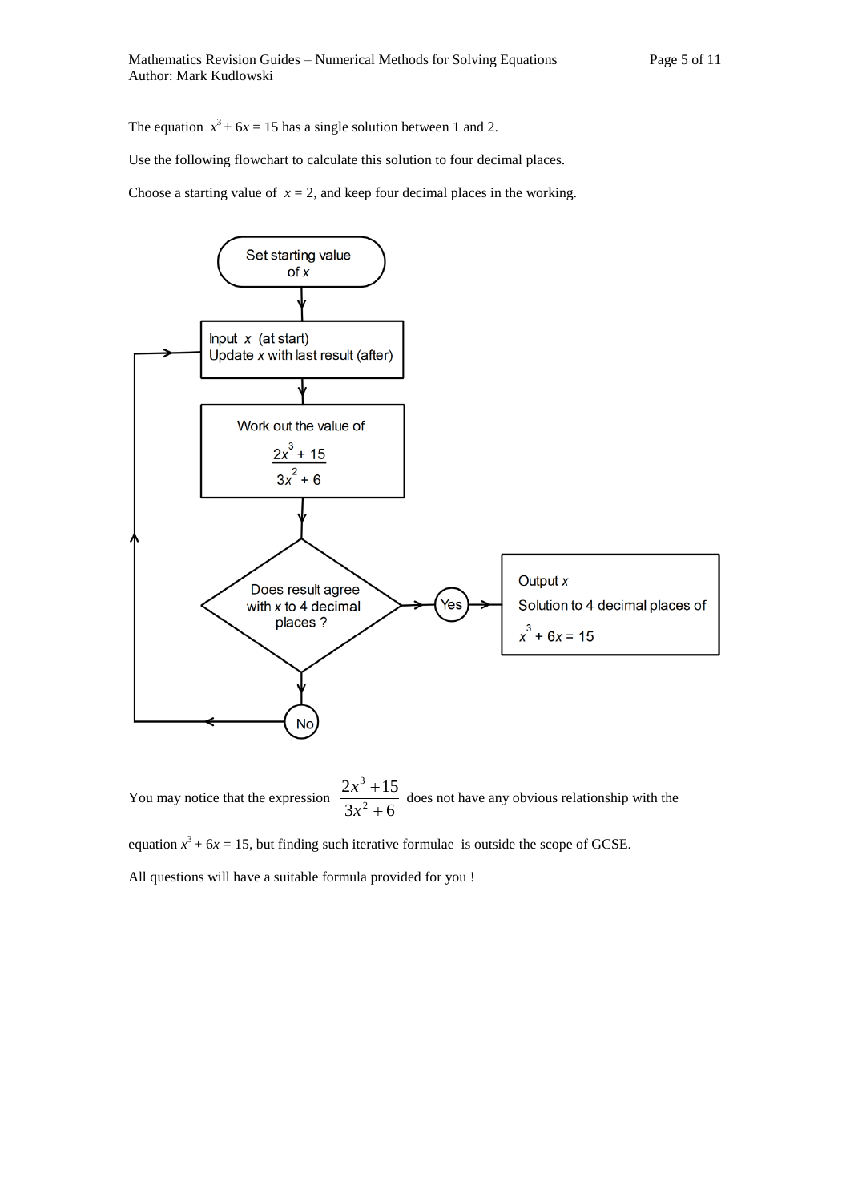The equation $x^3 + 6x = 15$ has a single solution between 1 and 2.

Use the following flowchart to calculate this solution to four decimal places.

Choose a starting value of $x = 2$, and keep four decimal places in the working.

Set starting value of $x$

↓

Input $x$ (at start)
Update $x$ with last result (after)

↓

Work out the value of

$$\frac{2x^3 + 15}{3x^2 + 6}$$

↓

Does result agree with $x$ to 4 decimal places ?

- **Yes** → Output $x$. Solution to 4 decimal places of $x^3 + 6x = 15$
- **No** → return to "Input $x$ / Update $x$ with last result"

You may notice that the expression $\dfrac{2x^3 + 15}{3x^2 + 6}$ does not have any obvious relationship with the equation $x^3 + 6x = 15$, but finding such iterative formulae is outside the scope of GCSE.

All questions will have a suitable formula provided for you !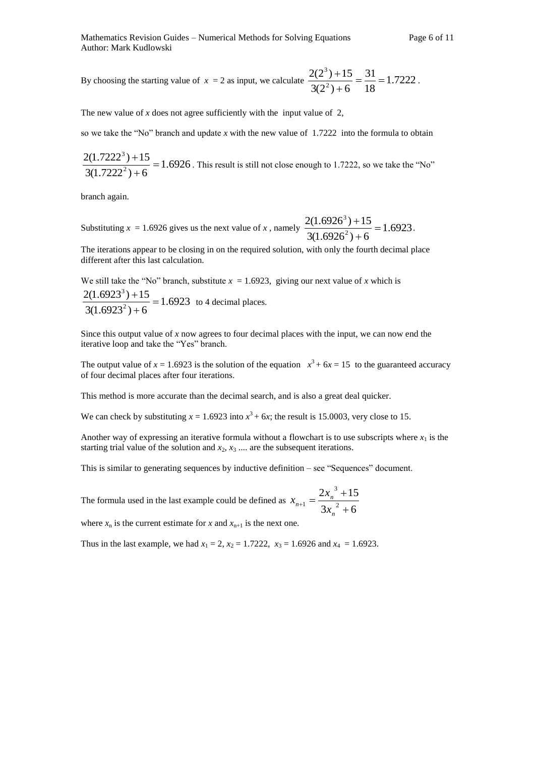By choosing the starting value of $x = 2$ as input, we calculate $\frac{2(2^3)+15}{3(2^2)+6} = \frac{31}{18} = 1.7222$.

The new value of $x$ does not agree sufficiently with the input value of 2,

so we take the "No" branch and update $x$ with the new value of 1.7222 into the formula to obtain

$\frac{2(1.7222^3)+15}{3(1.7222^2)+6} = 1.6926$. This result is still not close enough to 1.7222, so we take the "No" branch again.

Substituting $x = 1.6926$ gives us the next value of $x$, namely $\frac{2(1.6926^3)+15}{3(1.6926^2)+6} = 1.6923$.

The iterations appear to be closing in on the required solution, with only the fourth decimal place different after this last calculation.

We still take the "No" branch, substitute $x = 1.6923$, giving our next value of $x$ which is
$\frac{2(1.6923^3)+15}{3(1.6923^2)+6} = 1.6923$ to 4 decimal places.

Since this output value of $x$ now agrees to four decimal places with the input, we can now end the iterative loop and take the "Yes" branch.

The output value of $x = 1.6923$ is the solution of the equation $x^3 + 6x = 15$ to the guaranteed accuracy of four decimal places after four iterations.

This method is more accurate than the decimal search, and is also a great deal quicker.

We can check by substituting $x = 1.6923$ into $x^3 + 6x$; the result is 15.0003, very close to 15.

Another way of expressing an iterative formula without a flowchart is to use subscripts where $x_1$ is the starting trial value of the solution and $x_2$, $x_3$ .... are the subsequent iterations.

This is similar to generating sequences by inductive definition – see "Sequences" document.

The formula used in the last example could be defined as $x_{n+1} = \frac{2x_n^{\ 3}+15}{3x_n^{\ 2}+6}$

where $x_n$ is the current estimate for $x$ and $x_{n+1}$ is the next one.

Thus in the last example, we had $x_1 = 2$, $x_2 = 1.7222$, $x_3 = 1.6926$ and $x_4 = 1.6923$.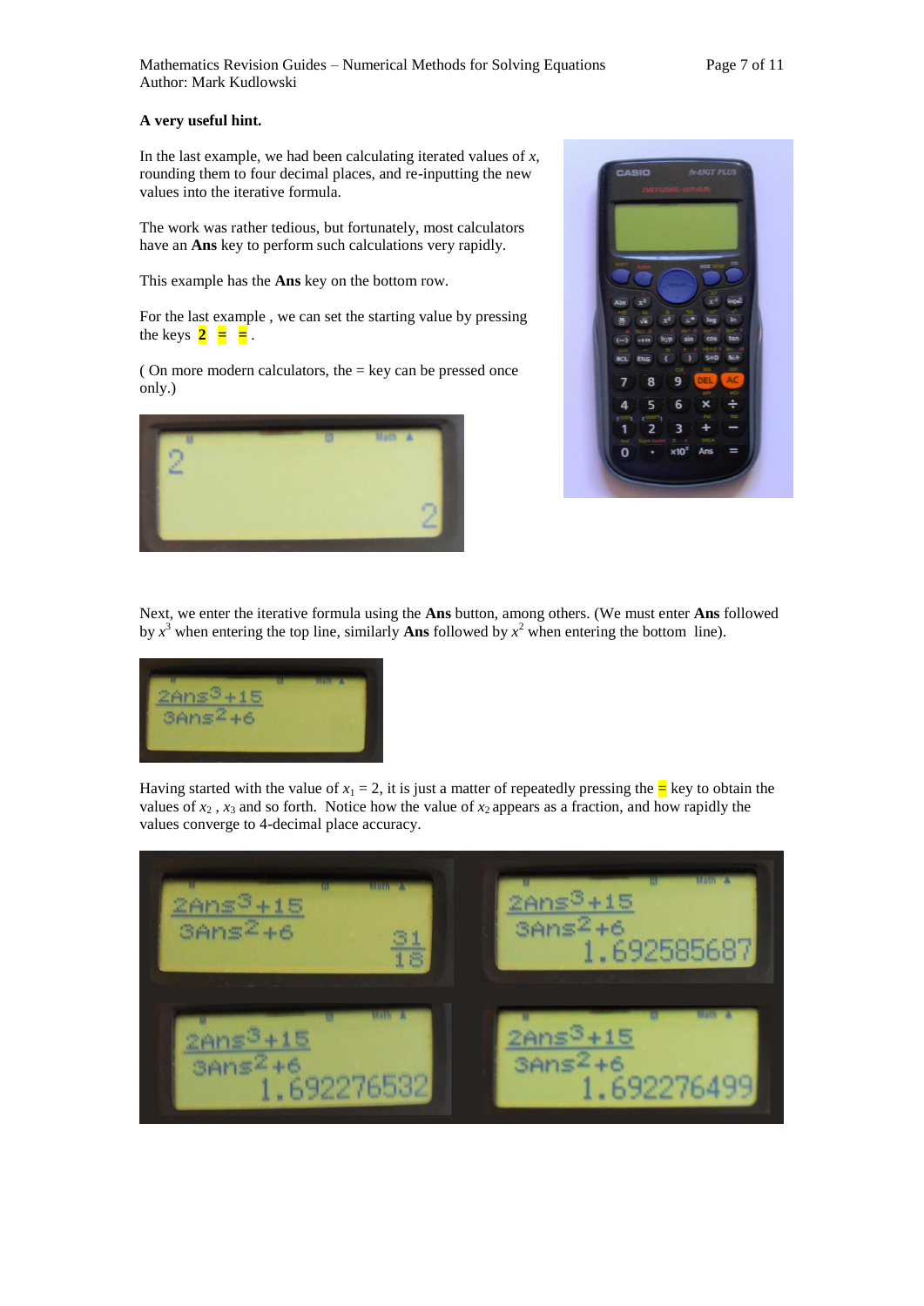**A very useful hint.**

In the last example, we had been calculating iterated values of $x$, rounding them to four decimal places, and re-inputting the new values into the iterative formula.

The work was rather tedious, but fortunately, most calculators have an **Ans** key to perform such calculations very rapidly.

This example has the **Ans** key on the bottom row.

For the last example , we can set the starting value by pressing the keys **2** **=** **=** .

( On more modern calculators, the = key can be pressed once only.)

Next, we enter the iterative formula using the **Ans** button, among others. (We must enter **Ans** followed by $x^3$ when entering the top line, similarly **Ans** followed by $x^2$ when entering the bottom line).

Having started with the value of $x_1 = 2$, it is just a matter of repeatedly pressing the **=** key to obtain the values of $x_2$ , $x_3$ and so forth. Notice how the value of $x_2$ appears as a fraction, and how rapidly the values converge to 4-decimal place accuracy.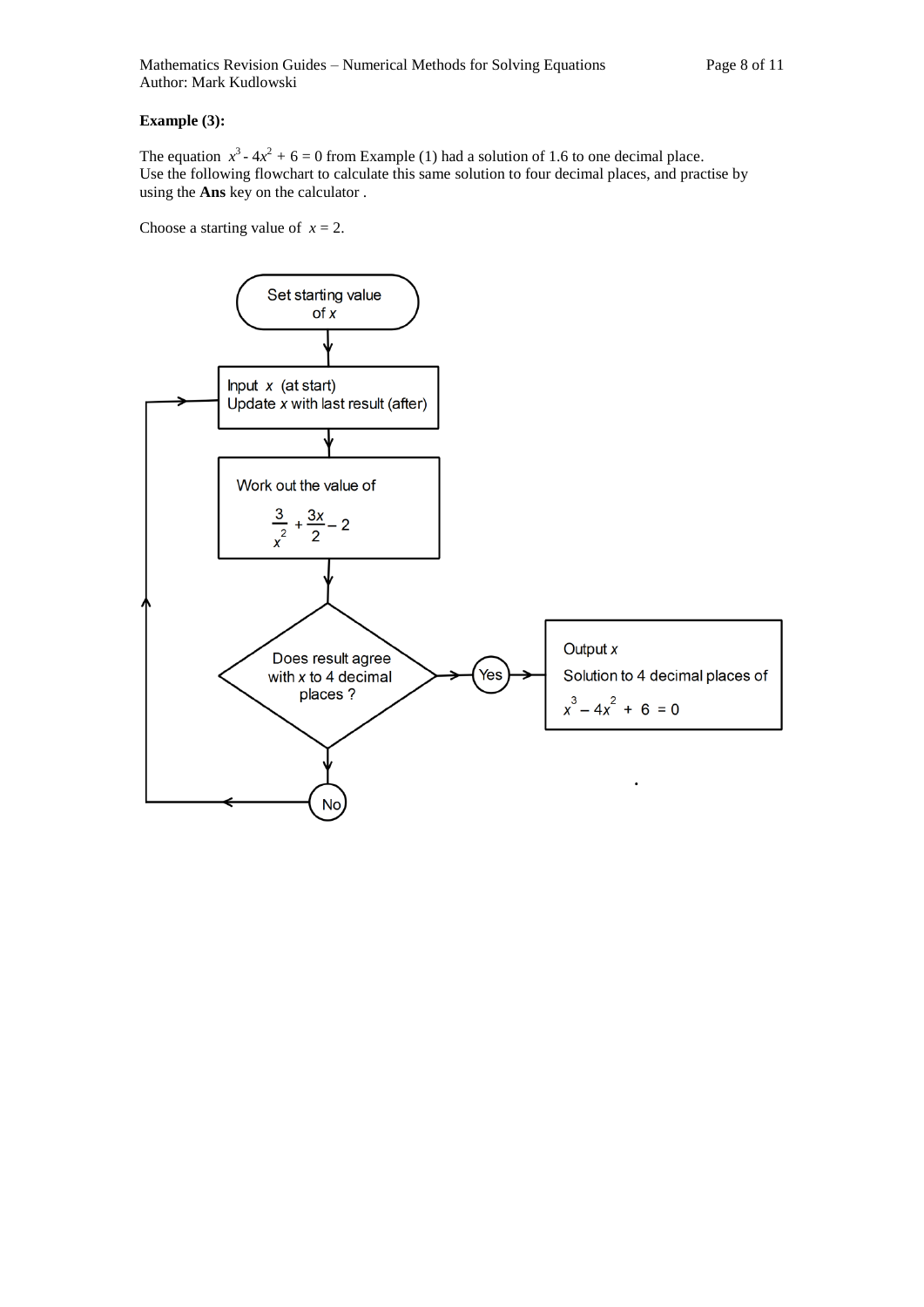**Example (3):**

The equation $x^3 - 4x^2 + 6 = 0$ from Example (1) had a solution of 1.6 to one decimal place.
Use the following flowchart to calculate this same solution to four decimal places, and practise by using the **Ans** key on the calculator .

Choose a starting value of $x = 2$.

Set starting value of $x$

↓

Input $x$ (at start)
Update $x$ with last result (after)

↓

Work out the value of

$$\frac{3}{x^2} + \frac{3x}{2} - 2$$

↓

Does result agree with $x$ to 4 decimal places ?

Yes → Output $x$
Solution to 4 decimal places of
$x^3 - 4x^2 + 6 = 0$

No → (return to "Update $x$ with last result")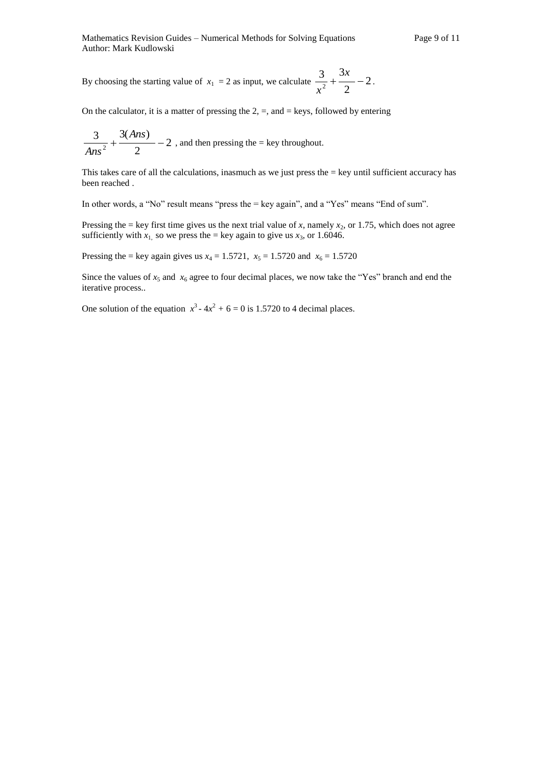By choosing the starting value of $x_1 = 2$ as input, we calculate $\frac{3}{x^2} + \frac{3x}{2} - 2$.

On the calculator, it is a matter of pressing the 2, =, and = keys, followed by entering

$\frac{3}{Ans^2} + \frac{3(Ans)}{2} - 2$ , and then pressing the = key throughout.

This takes care of all the calculations, inasmuch as we just press the = key until sufficient accuracy has been reached .

In other words, a “No” result means “press the = key again”, and a “Yes” means “End of sum”.

Pressing the = key first time gives us the next trial value of $x$, namely $x_2$, or 1.75, which does not agree sufficiently with $x_1$, so we press the = key again to give us $x_3$, or 1.6046.

Pressing the = key again gives us $x_4 = 1.5721$, $x_5 = 1.5720$ and $x_6 = 1.5720$

Since the values of $x_5$ and $x_6$ agree to four decimal places, we now take the “Yes” branch and end the iterative process..

One solution of the equation $x^3 - 4x^2 + 6 = 0$ is 1.5720 to 4 decimal places.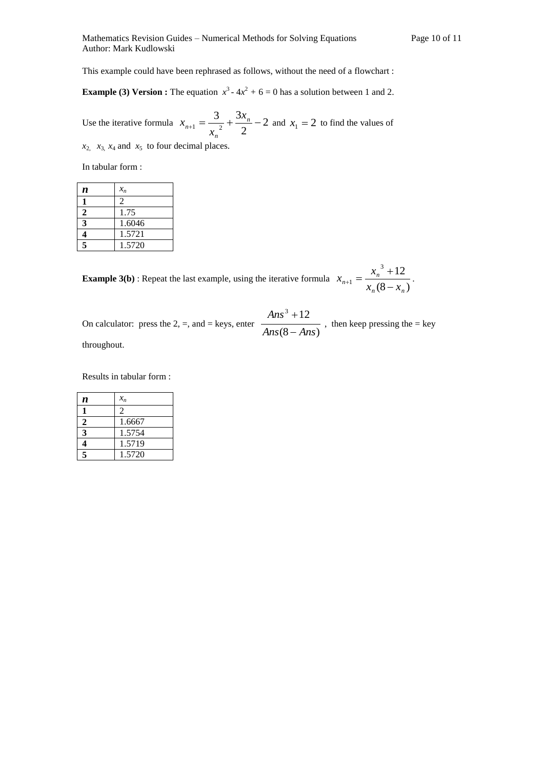This example could have been rephrased as follows, without the need of a flowchart :

**Example (3) Version :** The equation $x^3 - 4x^2 + 6 = 0$ has a solution between 1 and 2.

Use the iterative formula $x_{n+1} = \dfrac{3}{x_n^{\,2}} + \dfrac{3x_n}{2} - 2$ and $x_1 = 2$ to find the values of $x_2$, $x_3$, $x_4$ and $x_5$ to four decimal places.

In tabular form :

| $n$ | $x_n$ |
|---|---|
| **1** | 2 |
| **2** | 1.75 |
| **3** | 1.6046 |
| **4** | 1.5721 |
| **5** | 1.5720 |

**Example 3(b)** : Repeat the last example, using the iterative formula $x_{n+1} = \dfrac{x_n^{\,3} + 12}{x_n(8 - x_n)}$.

On calculator: press the 2, =, and = keys, enter $\dfrac{Ans^3 + 12}{Ans(8 - Ans)}$, then keep pressing the = key throughout.

Results in tabular form :

| $n$ | $x_n$ |
|---|---|
| **1** | 2 |
| **2** | 1.6667 |
| **3** | 1.5754 |
| **4** | 1.5719 |
| **5** | 1.5720 |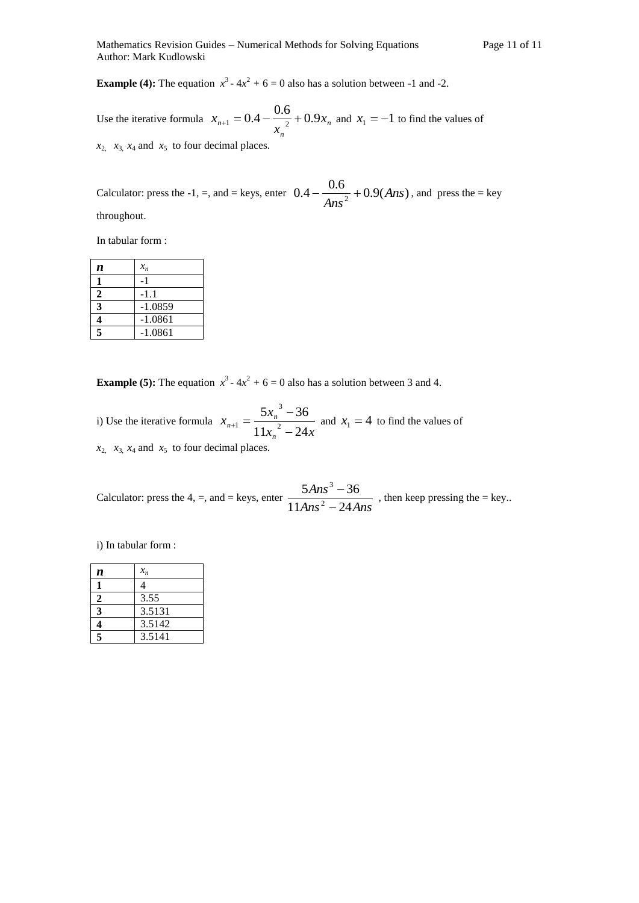**Example (4):** The equation $x^3 - 4x^2 + 6 = 0$ also has a solution between -1 and -2.

Use the iterative formula $x_{n+1} = 0.4 - \dfrac{0.6}{{x_n}^2} + 0.9x_n$ and $x_1 = -1$ to find the values of $x_2$, $x_3$, $x_4$ and $x_5$ to four decimal places.

Calculator: press the -1, =, and = keys, enter $0.4 - \dfrac{0.6}{Ans^2} + 0.9(Ans)$, and press the = key throughout.

In tabular form :

| $n$ | $x_n$ |
|---|---|
| **1** | -1 |
| **2** | -1.1 |
| **3** | -1.0859 |
| **4** | -1.0861 |
| **5** | -1.0861 |

**Example (5):** The equation $x^3 - 4x^2 + 6 = 0$ also has a solution between 3 and 4.

i) Use the iterative formula $x_{n+1} = \dfrac{5{x_n}^3 - 36}{11{x_n}^2 - 24x}$ and $x_1 = 4$ to find the values of $x_2$, $x_3$, $x_4$ and $x_5$ to four decimal places.

Calculator: press the 4, =, and = keys, enter $\dfrac{5Ans^3 - 36}{11Ans^2 - 24Ans}$, then keep pressing the = key..

i) In tabular form :

| $n$ | $x_n$ |
|---|---|
| **1** | 4 |
| **2** | 3.55 |
| **3** | 3.5131 |
| **4** | 3.5142 |
| **5** | 3.5141 |